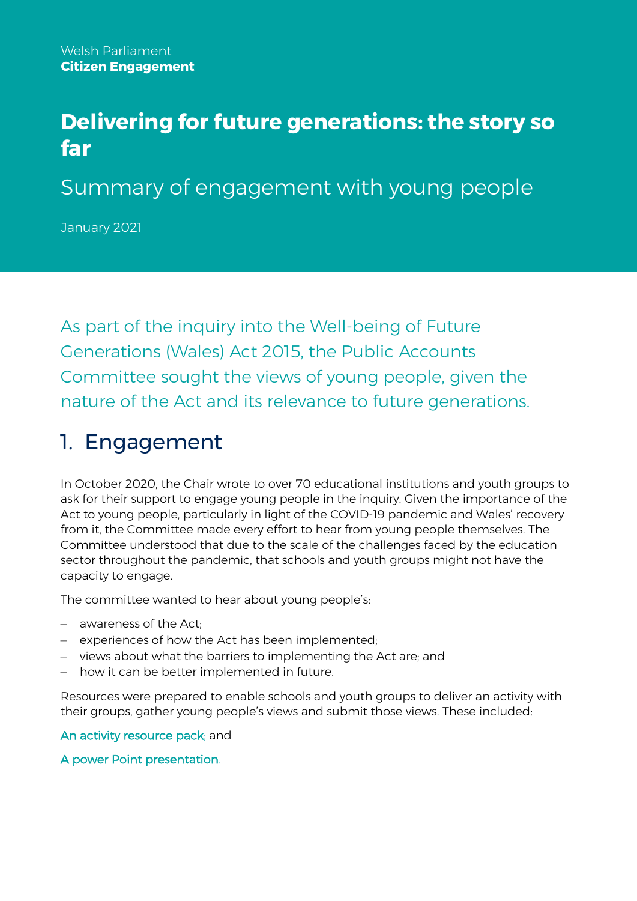Welsh Parliament
**Citizen Engagement**

# Delivering for future generations: the story so far

Summary of engagement with young people

January 2021

As part of the inquiry into the Well-being of Future Generations (Wales) Act 2015, the Public Accounts Committee sought the views of young people, given the nature of the Act and its relevance to future generations.

## 1. Engagement

In October 2020, the Chair wrote to over 70 educational institutions and youth groups to ask for their support to engage young people in the inquiry. Given the importance of the Act to young people, particularly in light of the COVID-19 pandemic and Wales' recovery from it, the Committee made every effort to hear from young people themselves. The Committee understood that due to the scale of the challenges faced by the education sector throughout the pandemic, that schools and youth groups might not have the capacity to engage.

The committee wanted to hear about young people's:

- awareness of the Act;
- experiences of how the Act has been implemented;
- views about what the barriers to implementing the Act are; and
- how it can be better implemented in future.

Resources were prepared to enable schools and youth groups to deliver an activity with their groups, gather young people's views and submit those views. These included:

An activity resource pack; and

A power Point presentation.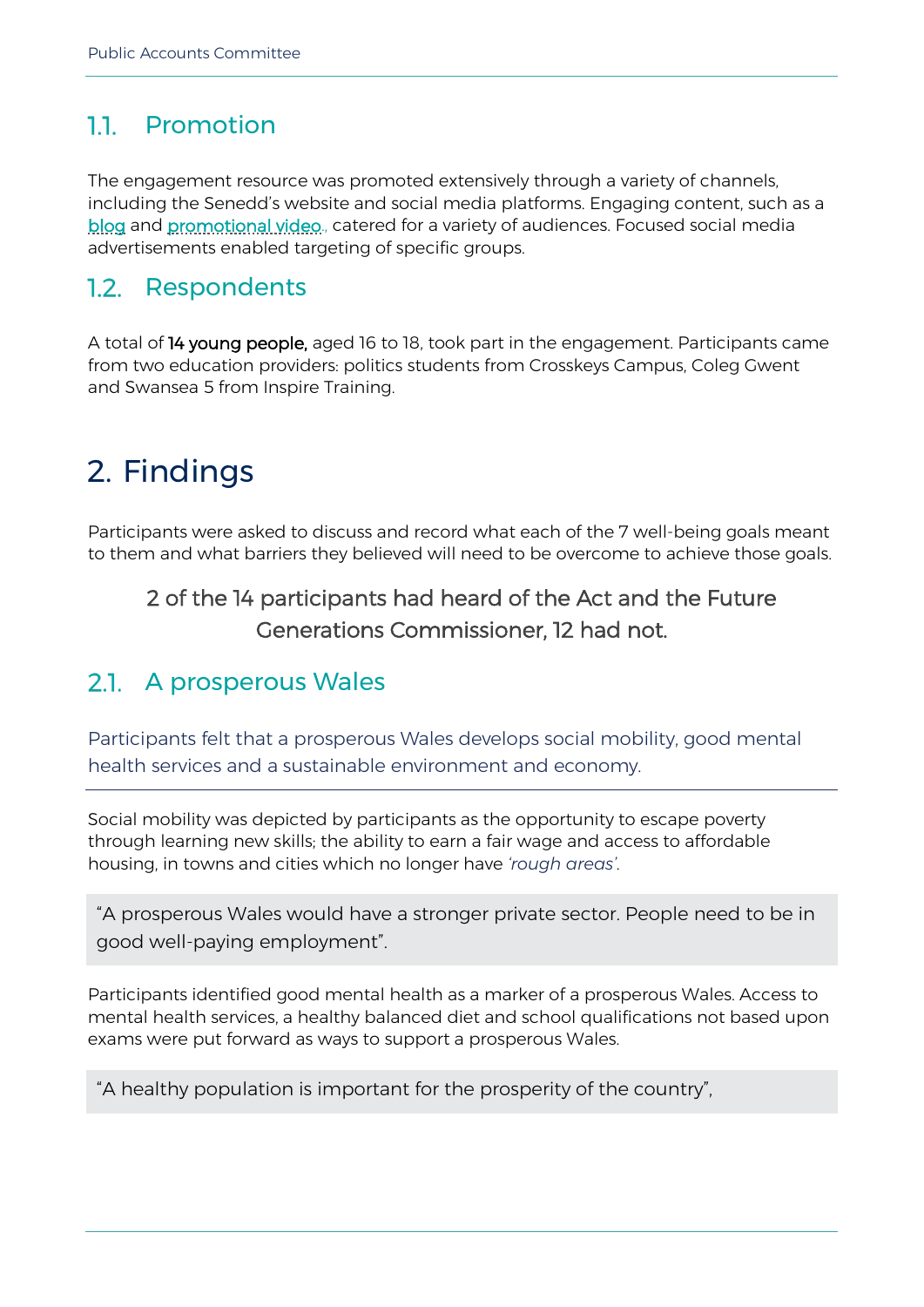## 1.1. Promotion

The engagement resource was promoted extensively through a variety of channels, including the Senedd's website and social media platforms. Engaging content, such as a blog and promotional video., catered for a variety of audiences. Focused social media advertisements enabled targeting of specific groups.

## 1.2. Respondents

A total of **14 young people,** aged 16 to 18, took part in the engagement. Participants came from two education providers: politics students from Crosskeys Campus, Coleg Gwent and Swansea 5 from Inspire Training.

# 2. Findings

Participants were asked to discuss and record what each of the 7 well-being goals meant to them and what barriers they believed will need to be overcome to achieve those goals.

> 2 of the 14 participants had heard of the Act and the Future Generations Commissioner, 12 had not.

## 2.1. A prosperous Wales

Participants felt that a prosperous Wales develops social mobility, good mental health services and a sustainable environment and economy.

Social mobility was depicted by participants as the opportunity to escape poverty through learning new skills; the ability to earn a fair wage and access to affordable housing, in towns and cities which no longer have *'rough areas'*.

> "A prosperous Wales would have a stronger private sector. People need to be in good well-paying employment".

Participants identified good mental health as a marker of a prosperous Wales. Access to mental health services, a healthy balanced diet and school qualifications not based upon exams were put forward as ways to support a prosperous Wales.

> "A healthy population is important for the prosperity of the country",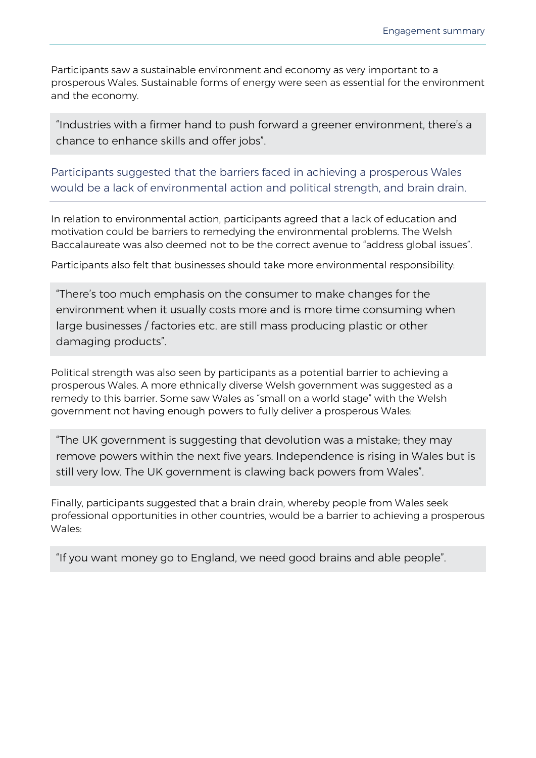Participants saw a sustainable environment and economy as very important to a prosperous Wales. Sustainable forms of energy were seen as essential for the environment and the economy.

> "Industries with a firmer hand to push forward a greener environment, there's a chance to enhance skills and offer jobs".

### Participants suggested that the barriers faced in achieving a prosperous Wales would be a lack of environmental action and political strength, and brain drain.

In relation to environmental action, participants agreed that a lack of education and motivation could be barriers to remedying the environmental problems. The Welsh Baccalaureate was also deemed not to be the correct avenue to "address global issues".

Participants also felt that businesses should take more environmental responsibility:

> "There's too much emphasis on the consumer to make changes for the environment when it usually costs more and is more time consuming when large businesses / factories etc. are still mass producing plastic or other damaging products".

Political strength was also seen by participants as a potential barrier to achieving a prosperous Wales. A more ethnically diverse Welsh government was suggested as a remedy to this barrier. Some saw Wales as "small on a world stage" with the Welsh government not having enough powers to fully deliver a prosperous Wales:

> "The UK government is suggesting that devolution was a mistake; they may remove powers within the next five years. Independence is rising in Wales but is still very low. The UK government is clawing back powers from Wales".

Finally, participants suggested that a brain drain, whereby people from Wales seek professional opportunities in other countries, would be a barrier to achieving a prosperous Wales:

> "If you want money go to England, we need good brains and able people".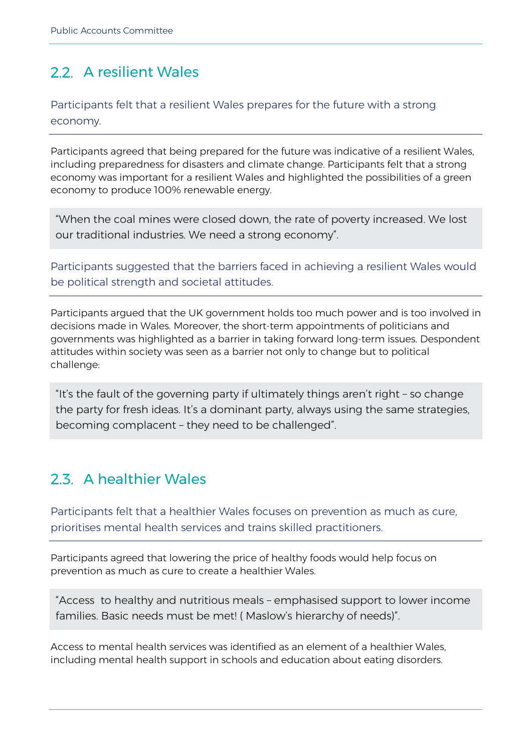## 2.2. A resilient Wales

Participants felt that a resilient Wales prepares for the future with a strong economy.

Participants agreed that being prepared for the future was indicative of a resilient Wales, including preparedness for disasters and climate change. Participants felt that a strong economy was important for a resilient Wales and highlighted the possibilities of a green economy to produce 100% renewable energy.

> "When the coal mines were closed down, the rate of poverty increased. We lost our traditional industries. We need a strong economy".

Participants suggested that the barriers faced in achieving a resilient Wales would be political strength and societal attitudes.

Participants argued that the UK government holds too much power and is too involved in decisions made in Wales. Moreover, the short-term appointments of politicians and governments was highlighted as a barrier in taking forward long-term issues. Despondent attitudes within society was seen as a barrier not only to change but to political challenge:

> "It's the fault of the governing party if ultimately things aren't right – so change the party for fresh ideas. It's a dominant party, always using the same strategies, becoming complacent – they need to be challenged".

## 2.3. A healthier Wales

Participants felt that a healthier Wales focuses on prevention as much as cure, prioritises mental health services and trains skilled practitioners.

Participants agreed that lowering the price of healthy foods would help focus on prevention as much as cure to create a healthier Wales.

> "Access to healthy and nutritious meals – emphasised support to lower income families. Basic needs must be met! ( Maslow's hierarchy of needs)".

Access to mental health services was identified as an element of a healthier Wales, including mental health support in schools and education about eating disorders.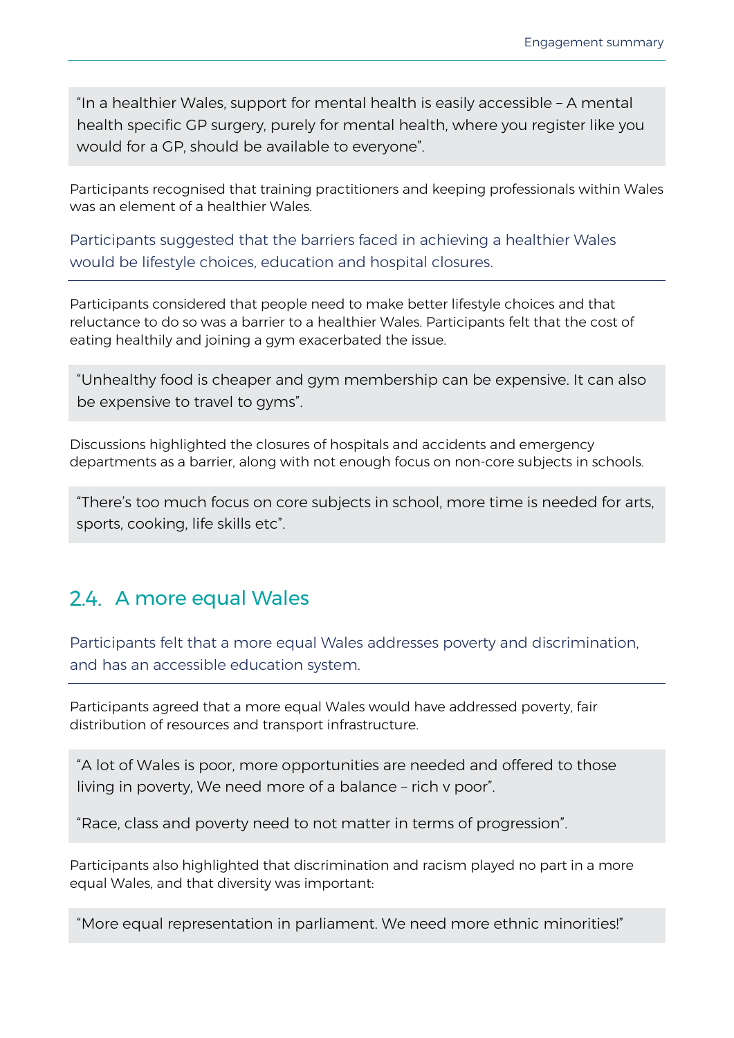> "In a healthier Wales, support for mental health is easily accessible – A mental health specific GP surgery, purely for mental health, where you register like you would for a GP, should be available to everyone".

Participants recognised that training practitioners and keeping professionals within Wales was an element of a healthier Wales.

Participants suggested that the barriers faced in achieving a healthier Wales would be lifestyle choices, education and hospital closures.

---

Participants considered that people need to make better lifestyle choices and that reluctance to do so was a barrier to a healthier Wales. Participants felt that the cost of eating healthily and joining a gym exacerbated the issue.

> "Unhealthy food is cheaper and gym membership can be expensive. It can also be expensive to travel to gyms".

Discussions highlighted the closures of hospitals and accidents and emergency departments as a barrier, along with not enough focus on non-core subjects in schools.

> "There's too much focus on core subjects in school, more time is needed for arts, sports, cooking, life skills etc".

## 2.4. A more equal Wales

Participants felt that a more equal Wales addresses poverty and discrimination, and has an accessible education system.

---

Participants agreed that a more equal Wales would have addressed poverty, fair distribution of resources and transport infrastructure.

> "A lot of Wales is poor, more opportunities are needed and offered to those living in poverty, We need more of a balance – rich v poor".
>
> "Race, class and poverty need to not matter in terms of progression".

Participants also highlighted that discrimination and racism played no part in a more equal Wales, and that diversity was important:

> "More equal representation in parliament. We need more ethnic minorities!"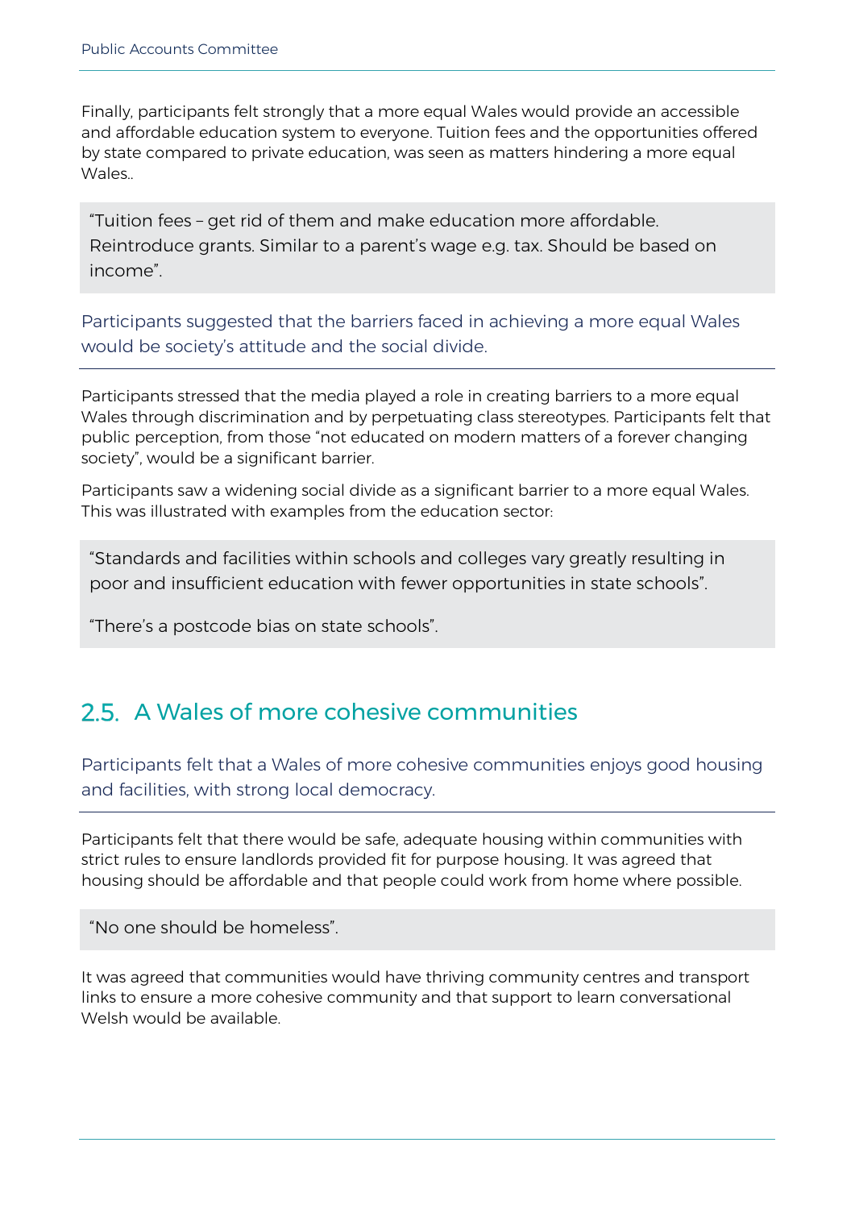Finally, participants felt strongly that a more equal Wales would provide an accessible and affordable education system to everyone. Tuition fees and the opportunities offered by state compared to private education, was seen as matters hindering a more equal Wales..

> "Tuition fees – get rid of them and make education more affordable. Reintroduce grants. Similar to a parent's wage e.g. tax. Should be based on income".

Participants suggested that the barriers faced in achieving a more equal Wales would be society's attitude and the social divide.

Participants stressed that the media played a role in creating barriers to a more equal Wales through discrimination and by perpetuating class stereotypes. Participants felt that public perception, from those "not educated on modern matters of a forever changing society", would be a significant barrier.

Participants saw a widening social divide as a significant barrier to a more equal Wales. This was illustrated with examples from the education sector:

> "Standards and facilities within schools and colleges vary greatly resulting in poor and insufficient education with fewer opportunities in state schools".
>
> "There's a postcode bias on state schools".

## 2.5. A Wales of more cohesive communities

Participants felt that a Wales of more cohesive communities enjoys good housing and facilities, with strong local democracy.

Participants felt that there would be safe, adequate housing within communities with strict rules to ensure landlords provided fit for purpose housing. It was agreed that housing should be affordable and that people could work from home where possible.

> "No one should be homeless".

It was agreed that communities would have thriving community centres and transport links to ensure a more cohesive community and that support to learn conversational Welsh would be available.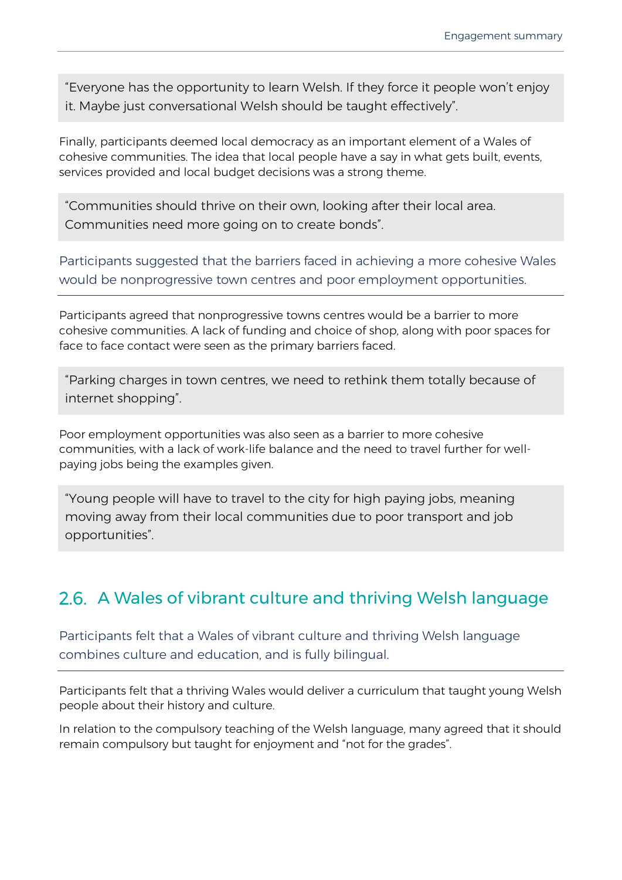> "Everyone has the opportunity to learn Welsh. If they force it people won't enjoy it. Maybe just conversational Welsh should be taught effectively".

Finally, participants deemed local democracy as an important element of a Wales of cohesive communities. The idea that local people have a say in what gets built, events, services provided and local budget decisions was a strong theme.

> "Communities should thrive on their own, looking after their local area. Communities need more going on to create bonds".

Participants suggested that the barriers faced in achieving a more cohesive Wales would be nonprogressive town centres and poor employment opportunities.

---

Participants agreed that nonprogressive towns centres would be a barrier to more cohesive communities. A lack of funding and choice of shop, along with poor spaces for face to face contact were seen as the primary barriers faced.

> "Parking charges in town centres, we need to rethink them totally because of internet shopping".

Poor employment opportunities was also seen as a barrier to more cohesive communities, with a lack of work-life balance and the need to travel further for well-paying jobs being the examples given.

> "Young people will have to travel to the city for high paying jobs, meaning moving away from their local communities due to poor transport and job opportunities".

## 2.6. A Wales of vibrant culture and thriving Welsh language

Participants felt that a Wales of vibrant culture and thriving Welsh language combines culture and education, and is fully bilingual.

---

Participants felt that a thriving Wales would deliver a curriculum that taught young Welsh people about their history and culture.

In relation to the compulsory teaching of the Welsh language, many agreed that it should remain compulsory but taught for enjoyment and "not for the grades".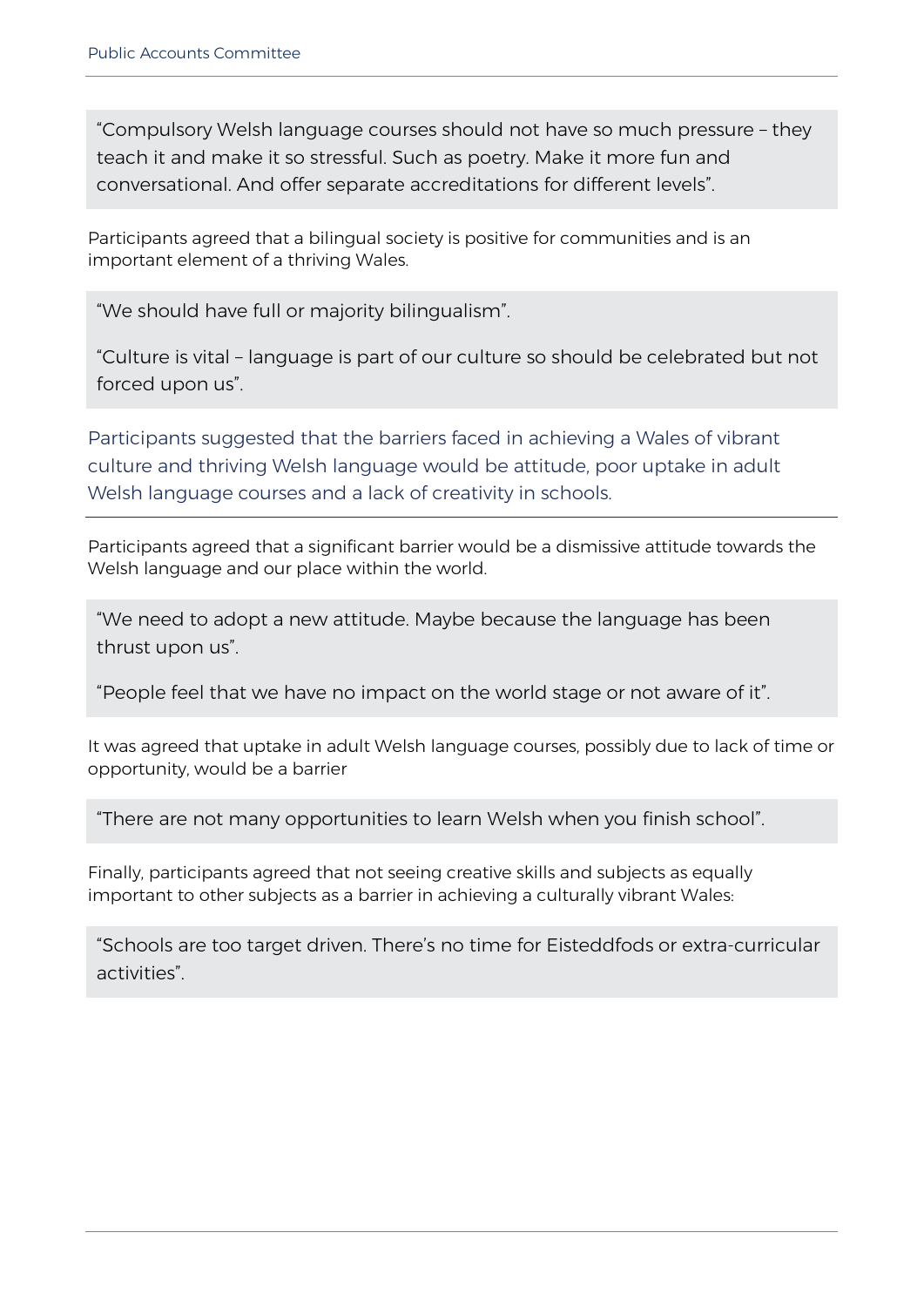> "Compulsory Welsh language courses should not have so much pressure – they teach it and make it so stressful. Such as poetry. Make it more fun and conversational. And offer separate accreditations for different levels".

Participants agreed that a bilingual society is positive for communities and is an important element of a thriving Wales.

> "We should have full or majority bilingualism".
>
> "Culture is vital – language is part of our culture so should be celebrated but not forced upon us".

### Participants suggested that the barriers faced in achieving a Wales of vibrant culture and thriving Welsh language would be attitude, poor uptake in adult Welsh language courses and a lack of creativity in schools.

Participants agreed that a significant barrier would be a dismissive attitude towards the Welsh language and our place within the world.

> "We need to adopt a new attitude. Maybe because the language has been thrust upon us".
>
> "People feel that we have no impact on the world stage or not aware of it".

It was agreed that uptake in adult Welsh language courses, possibly due to lack of time or opportunity, would be a barrier

> "There are not many opportunities to learn Welsh when you finish school".

Finally, participants agreed that not seeing creative skills and subjects as equally important to other subjects as a barrier in achieving a culturally vibrant Wales:

> "Schools are too target driven. There's no time for Eisteddfods or extra-curricular activities".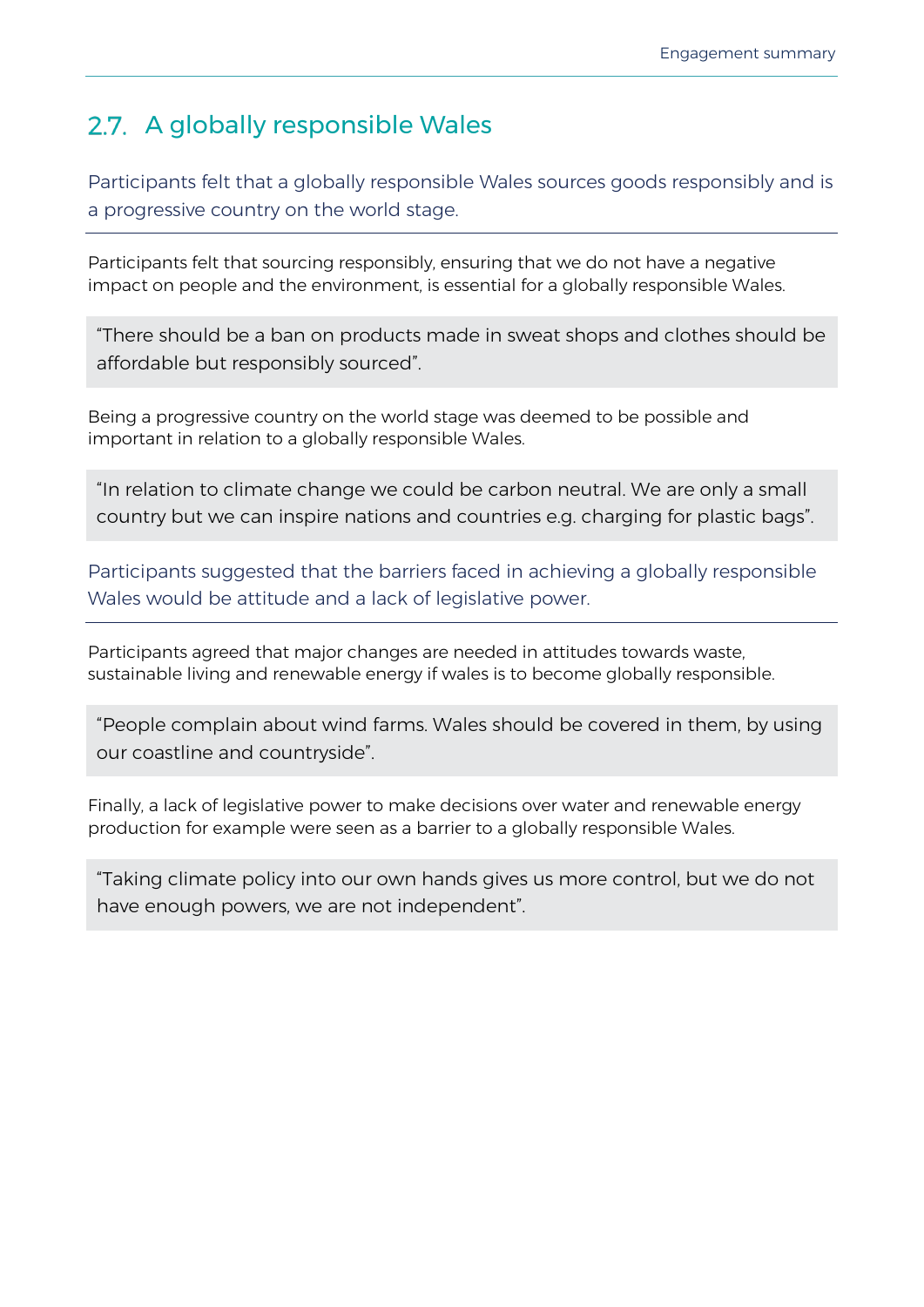## 2.7. A globally responsible Wales

Participants felt that a globally responsible Wales sources goods responsibly and is a progressive country on the world stage.

Participants felt that sourcing responsibly, ensuring that we do not have a negative impact on people and the environment, is essential for a globally responsible Wales.

> "There should be a ban on products made in sweat shops and clothes should be affordable but responsibly sourced".

Being a progressive country on the world stage was deemed to be possible and important in relation to a globally responsible Wales.

> "In relation to climate change we could be carbon neutral. We are only a small country but we can inspire nations and countries e.g. charging for plastic bags".

Participants suggested that the barriers faced in achieving a globally responsible Wales would be attitude and a lack of legislative power.

Participants agreed that major changes are needed in attitudes towards waste, sustainable living and renewable energy if wales is to become globally responsible.

> "People complain about wind farms. Wales should be covered in them, by using our coastline and countryside".

Finally, a lack of legislative power to make decisions over water and renewable energy production for example were seen as a barrier to a globally responsible Wales.

> "Taking climate policy into our own hands gives us more control, but we do not have enough powers, we are not independent".